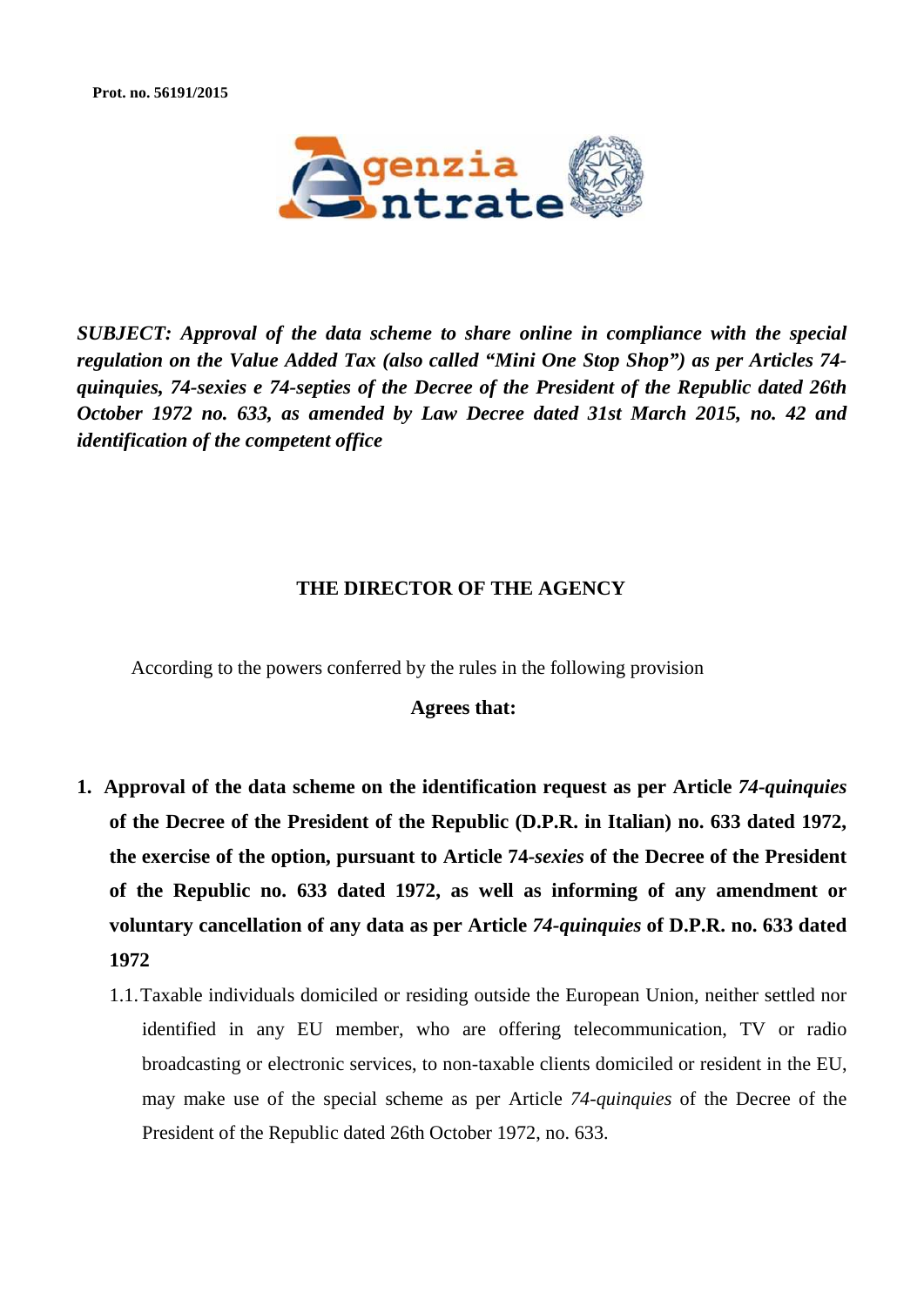**Prot. no. 56191/2015**

***SUBJECT: Approval of the data scheme to share online in compliance with the special regulation on the Value Added Tax (also called "Mini One Stop Shop") as per Articles 74-quinquies, 74-sexies e 74-septies of the Decree of the President of the Republic dated 26th October 1972 no. 633, as amended by Law Decree dated 31st March 2015, no. 42 and identification of the competent office***

## THE DIRECTOR OF THE AGENCY

According to the powers conferred by the rules in the following provision

**Agrees that:**

1. **Approval of the data scheme on the identification request as per Article *74-quinquies* of the Decree of the President of the Republic (D.P.R. in Italian) no. 633 dated 1972, the exercise of the option, pursuant to Article 74-*sexies* of the Decree of the President of the Republic no. 633 dated 1972, as well as informing of any amendment or voluntary cancellation of any data as per Article *74-quinquies* of D.P.R. no. 633 dated 1972**

   1.1. Taxable individuals domiciled or residing outside the European Union, neither settled nor identified in any EU member, who are offering telecommunication, TV or radio broadcasting or electronic services, to non-taxable clients domiciled or resident in the EU, may make use of the special scheme as per Article *74-quinquies* of the Decree of the President of the Republic dated 26th October 1972, no. 633.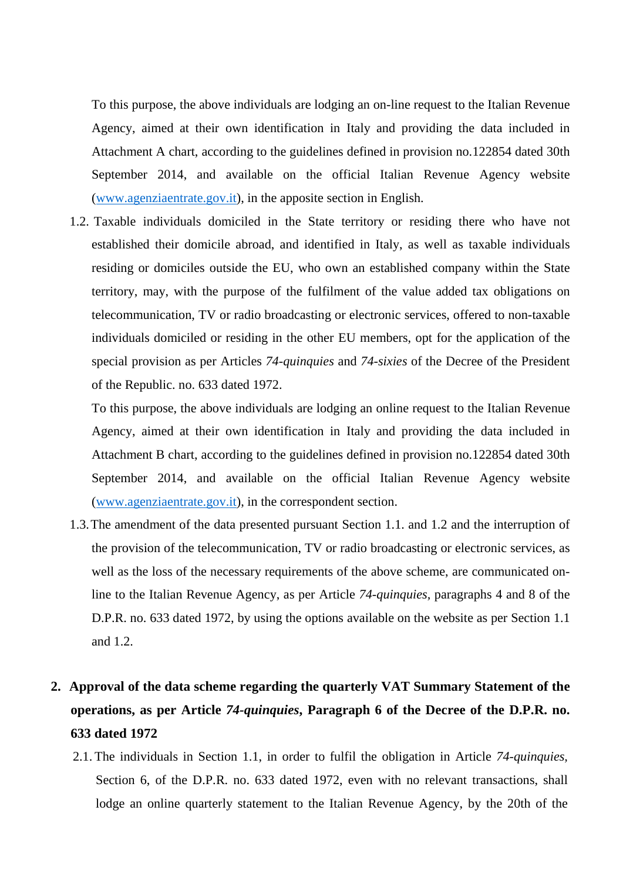To this purpose, the above individuals are lodging an on-line request to the Italian Revenue Agency, aimed at their own identification in Italy and providing the data included in Attachment A chart, according to the guidelines defined in provision no.122854 dated 30th September 2014, and available on the official Italian Revenue Agency website (www.agenziaentrate.gov.it), in the apposite section in English.

1.2. Taxable individuals domiciled in the State territory or residing there who have not established their domicile abroad, and identified in Italy, as well as taxable individuals residing or domiciles outside the EU, who own an established company within the State territory, may, with the purpose of the fulfilment of the value added tax obligations on telecommunication, TV or radio broadcasting or electronic services, offered to non-taxable individuals domiciled or residing in the other EU members, opt for the application of the special provision as per Articles *74-quinquies* and *74-sixies* of the Decree of the President of the Republic. no. 633 dated 1972.

To this purpose, the above individuals are lodging an online request to the Italian Revenue Agency, aimed at their own identification in Italy and providing the data included in Attachment B chart, according to the guidelines defined in provision no.122854 dated 30th September 2014, and available on the official Italian Revenue Agency website (www.agenziaentrate.gov.it), in the correspondent section.

1.3. The amendment of the data presented pursuant Section 1.1. and 1.2 and the interruption of the provision of the telecommunication, TV or radio broadcasting or electronic services, as well as the loss of the necessary requirements of the above scheme, are communicated on-line to the Italian Revenue Agency, as per Article *74-quinquies*, paragraphs 4 and 8 of the D.P.R. no. 633 dated 1972, by using the options available on the website as per Section 1.1 and 1.2.

## 2. Approval of the data scheme regarding the quarterly VAT Summary Statement of the operations, as per Article *74-quinquies*, Paragraph 6 of the Decree of the D.P.R. no. 633 dated 1972

2.1. The individuals in Section 1.1, in order to fulfil the obligation in Article *74-quinquies*, Section 6, of the D.P.R. no. 633 dated 1972, even with no relevant transactions, shall lodge an online quarterly statement to the Italian Revenue Agency, by the 20th of the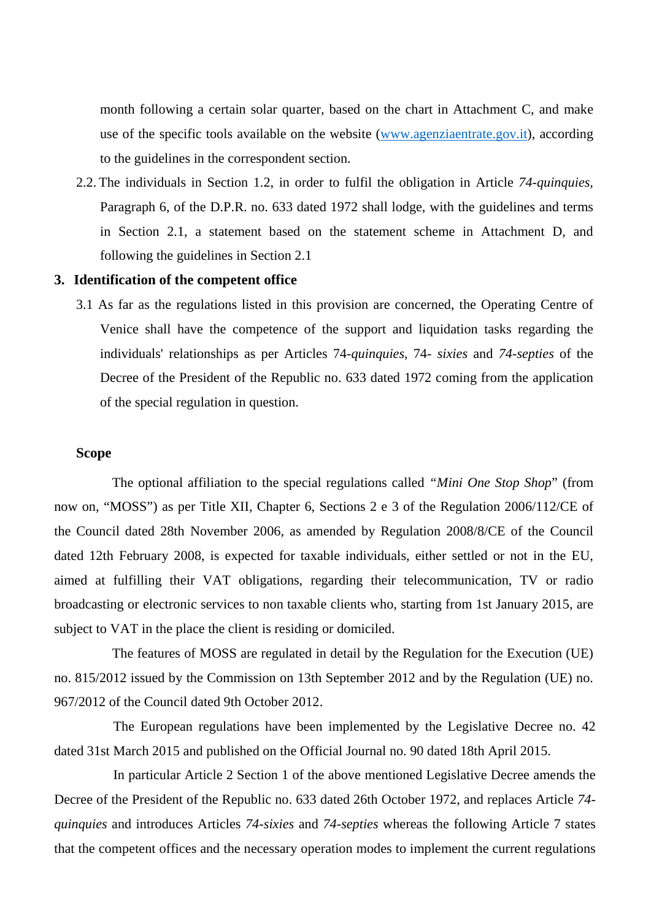month following a certain solar quarter, based on the chart in Attachment C, and make use of the specific tools available on the website ([www.agenziaentrate.gov.it](http://www.agenziaentrate.gov.it)), according to the guidelines in the correspondent section.

2.2. The individuals in Section 1.2, in order to fulfil the obligation in Article *74-quinquies*, Paragraph 6, of the D.P.R. no. 633 dated 1972 shall lodge, with the guidelines and terms in Section 2.1, a statement based on the statement scheme in Attachment D, and following the guidelines in Section 2.1

## 3. Identification of the competent office

3.1 As far as the regulations listed in this provision are concerned, the Operating Centre of Venice shall have the competence of the support and liquidation tasks regarding the individuals' relationships as per Articles 74-*quinquies*, 74- *sixies* and *74-septies* of the Decree of the President of the Republic no. 633 dated 1972 coming from the application of the special regulation in question.

**Scope**

The optional affiliation to the special regulations called *"Mini One Stop Shop*" (from now on, "MOSS") as per Title XII, Chapter 6, Sections 2 e 3 of the Regulation 2006/112/CE of the Council dated 28th November 2006, as amended by Regulation 2008/8/CE of the Council dated 12th February 2008, is expected for taxable individuals, either settled or not in the EU, aimed at fulfilling their VAT obligations, regarding their telecommunication, TV or radio broadcasting or electronic services to non taxable clients who, starting from 1st January 2015, are subject to VAT in the place the client is residing or domiciled.

The features of MOSS are regulated in detail by the Regulation for the Execution (UE) no. 815/2012 issued by the Commission on 13th September 2012 and by the Regulation (UE) no. 967/2012 of the Council dated 9th October 2012.

The European regulations have been implemented by the Legislative Decree no. 42 dated 31st March 2015 and published on the Official Journal no. 90 dated 18th April 2015.

In particular Article 2 Section 1 of the above mentioned Legislative Decree amends the Decree of the President of the Republic no. 633 dated 26th October 1972, and replaces Article *74-quinquies* and introduces Articles *74-sixies* and *74-septies* whereas the following Article 7 states that the competent offices and the necessary operation modes to implement the current regulations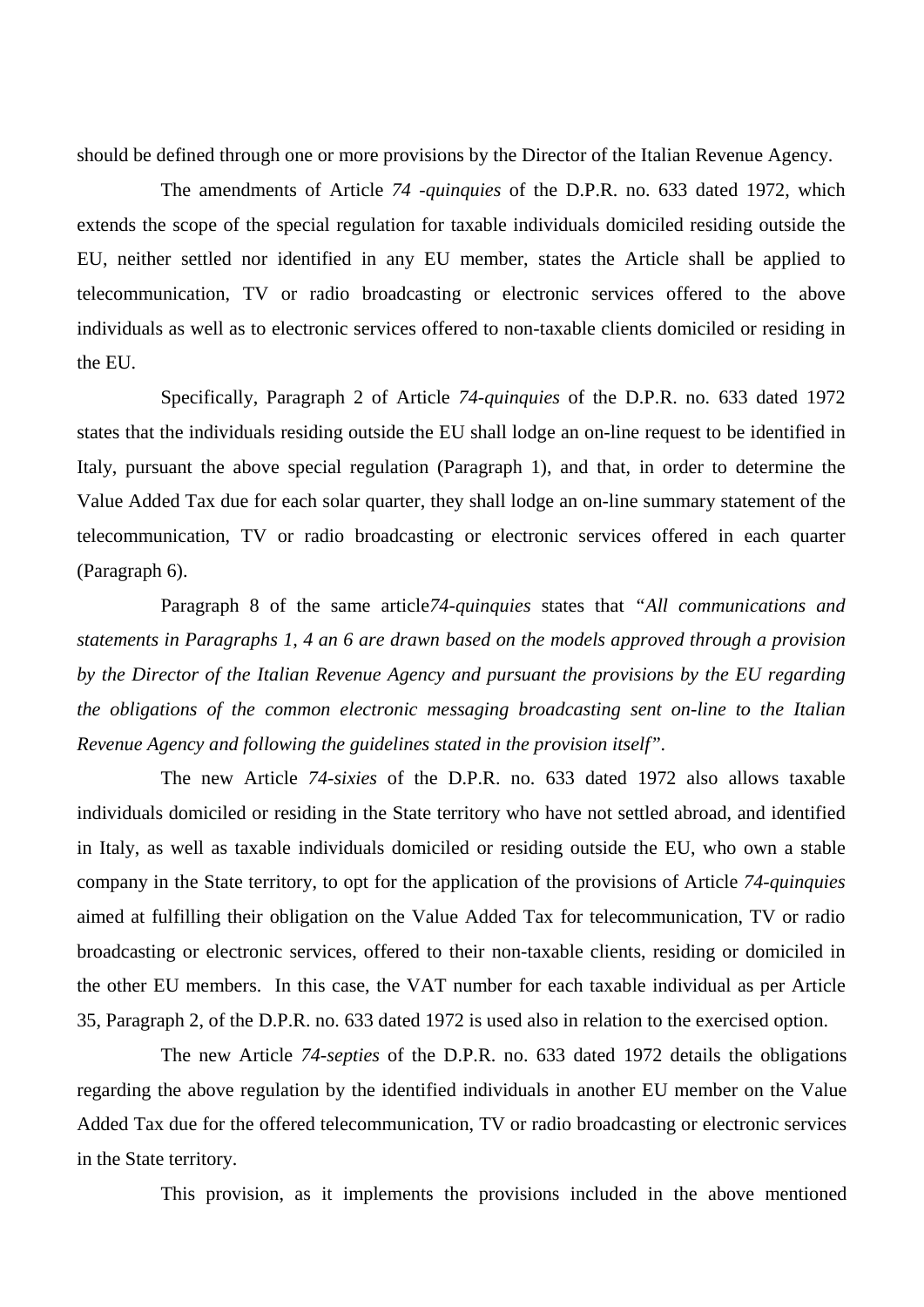should be defined through one or more provisions by the Director of the Italian Revenue Agency.

The amendments of Article *74 -quinquies* of the D.P.R. no. 633 dated 1972, which extends the scope of the special regulation for taxable individuals domiciled residing outside the EU, neither settled nor identified in any EU member, states the Article shall be applied to telecommunication, TV or radio broadcasting or electronic services offered to the above individuals as well as to electronic services offered to non-taxable clients domiciled or residing in the EU.

Specifically, Paragraph 2 of Article *74-quinquies* of the D.P.R. no. 633 dated 1972 states that the individuals residing outside the EU shall lodge an on-line request to be identified in Italy, pursuant the above special regulation (Paragraph 1), and that, in order to determine the Value Added Tax due for each solar quarter, they shall lodge an on-line summary statement of the telecommunication, TV or radio broadcasting or electronic services offered in each quarter (Paragraph 6).

Paragraph 8 of the same article*74-quinquies* states that *"All communications and statements in Paragraphs 1, 4 an 6 are drawn based on the models approved through a provision by the Director of the Italian Revenue Agency and pursuant the provisions by the EU regarding the obligations of the common electronic messaging broadcasting sent on-line to the Italian Revenue Agency and following the guidelines stated in the provision itself"*.

The new Article *74-sixies* of the D.P.R. no. 633 dated 1972 also allows taxable individuals domiciled or residing in the State territory who have not settled abroad, and identified in Italy, as well as taxable individuals domiciled or residing outside the EU, who own a stable company in the State territory, to opt for the application of the provisions of Article *74-quinquies* aimed at fulfilling their obligation on the Value Added Tax for telecommunication, TV or radio broadcasting or electronic services, offered to their non-taxable clients, residing or domiciled in the other EU members. In this case, the VAT number for each taxable individual as per Article 35, Paragraph 2, of the D.P.R. no. 633 dated 1972 is used also in relation to the exercised option.

The new Article *74-septies* of the D.P.R. no. 633 dated 1972 details the obligations regarding the above regulation by the identified individuals in another EU member on the Value Added Tax due for the offered telecommunication, TV or radio broadcasting or electronic services in the State territory.

This provision, as it implements the provisions included in the above mentioned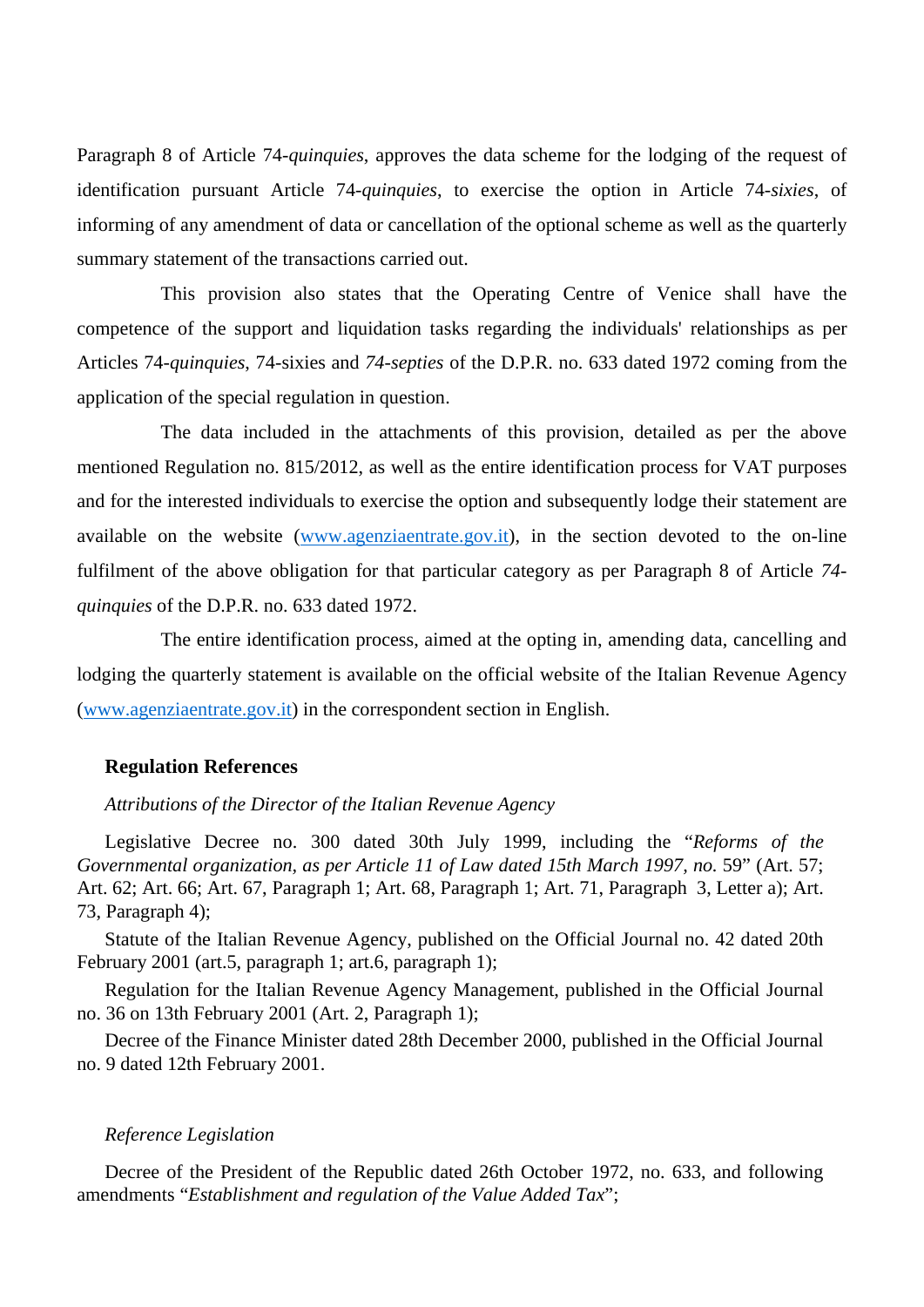Paragraph 8 of Article 74-*quinquies*, approves the data scheme for the lodging of the request of identification pursuant Article 74-*quinquies*, to exercise the option in Article 74-*sixies*, of informing of any amendment of data or cancellation of the optional scheme as well as the quarterly summary statement of the transactions carried out.

This provision also states that the Operating Centre of Venice shall have the competence of the support and liquidation tasks regarding the individuals' relationships as per Articles 74-*quinquies*, 74-sixies and *74-septies* of the D.P.R. no. 633 dated 1972 coming from the application of the special regulation in question.

The data included in the attachments of this provision, detailed as per the above mentioned Regulation no. 815/2012, as well as the entire identification process for VAT purposes and for the interested individuals to exercise the option and subsequently lodge their statement are available on the website (www.agenziaentrate.gov.it), in the section devoted to the on-line fulfilment of the above obligation for that particular category as per Paragraph 8 of Article *74-quinquies* of the D.P.R. no. 633 dated 1972.

The entire identification process, aimed at the opting in, amending data, cancelling and lodging the quarterly statement is available on the official website of the Italian Revenue Agency (www.agenziaentrate.gov.it) in the correspondent section in English.

**Regulation References**

*Attributions of the Director of the Italian Revenue Agency*

Legislative Decree no. 300 dated 30th July 1999, including the "*Reforms of the Governmental organization, as per Article 11 of Law dated 15th March 1997, no.* 59" (Art. 57; Art. 62; Art. 66; Art. 67, Paragraph 1; Art. 68, Paragraph 1; Art. 71, Paragraph 3, Letter a); Art. 73, Paragraph 4);

Statute of the Italian Revenue Agency, published on the Official Journal no. 42 dated 20th February 2001 (art.5, paragraph 1; art.6, paragraph 1);

Regulation for the Italian Revenue Agency Management, published in the Official Journal no. 36 on 13th February 2001 (Art. 2, Paragraph 1);

Decree of the Finance Minister dated 28th December 2000, published in the Official Journal no. 9 dated 12th February 2001.

*Reference Legislation*

Decree of the President of the Republic dated 26th October 1972, no. 633, and following amendments "*Establishment and regulation of the Value Added Tax*";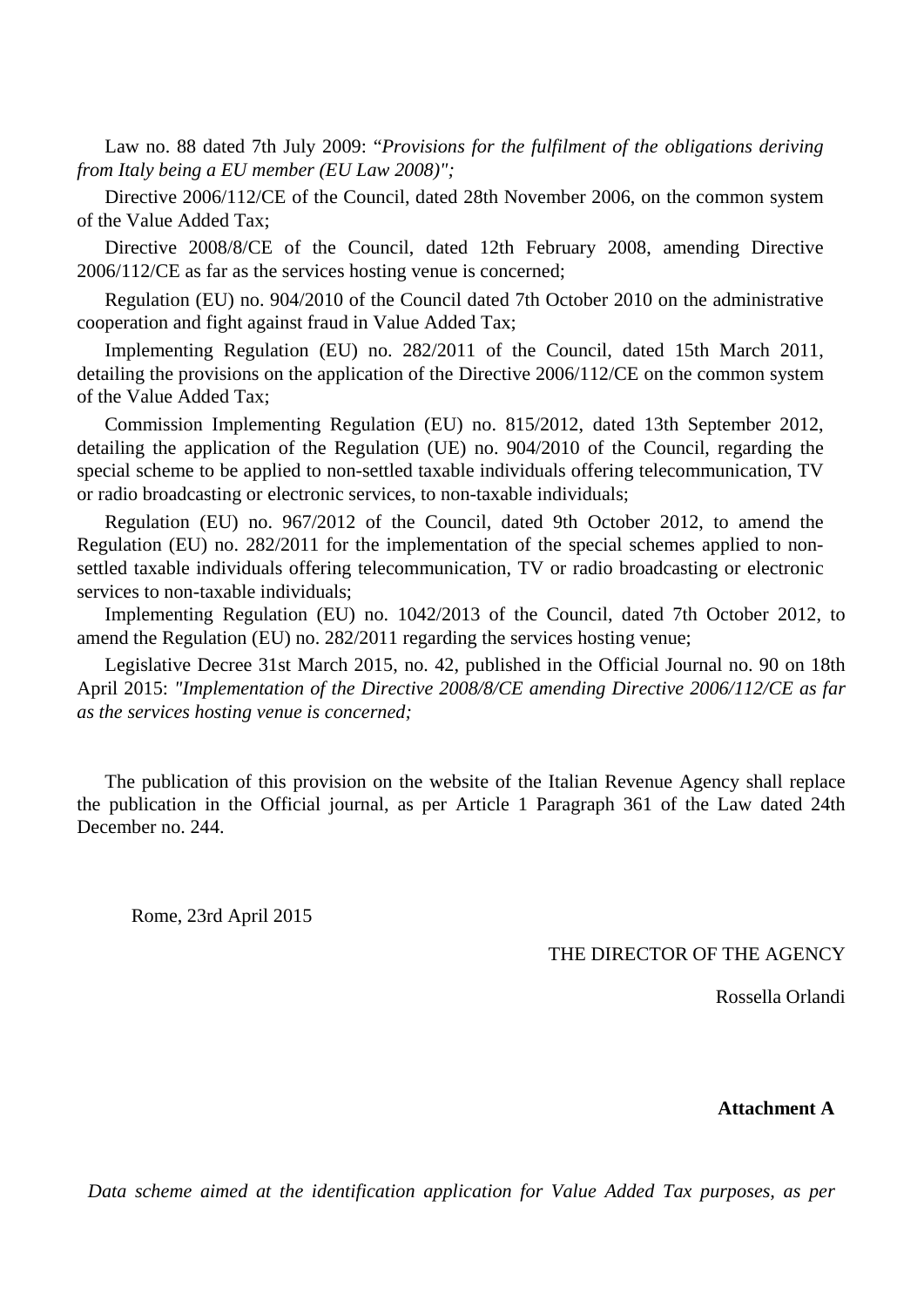Law no. 88 dated 7th July 2009: "*Provisions for the fulfilment of the obligations deriving from Italy being a EU member (EU Law 2008)";*

Directive 2006/112/CE of the Council, dated 28th November 2006, on the common system of the Value Added Tax;

Directive 2008/8/CE of the Council, dated 12th February 2008, amending Directive 2006/112/CE as far as the services hosting venue is concerned;

Regulation (EU) no. 904/2010 of the Council dated 7th October 2010 on the administrative cooperation and fight against fraud in Value Added Tax;

Implementing Regulation (EU) no. 282/2011 of the Council, dated 15th March 2011, detailing the provisions on the application of the Directive 2006/112/CE on the common system of the Value Added Tax;

Commission Implementing Regulation (EU) no. 815/2012, dated 13th September 2012, detailing the application of the Regulation (UE) no. 904/2010 of the Council, regarding the special scheme to be applied to non-settled taxable individuals offering telecommunication, TV or radio broadcasting or electronic services, to non-taxable individuals;

Regulation (EU) no. 967/2012 of the Council, dated 9th October 2012, to amend the Regulation (EU) no. 282/2011 for the implementation of the special schemes applied to non-settled taxable individuals offering telecommunication, TV or radio broadcasting or electronic services to non-taxable individuals;

Implementing Regulation (EU) no. 1042/2013 of the Council, dated 7th October 2012, to amend the Regulation (EU) no. 282/2011 regarding the services hosting venue;

Legislative Decree 31st March 2015, no. 42, published in the Official Journal no. 90 on 18th April 2015: *"Implementation of the Directive 2008/8/CE amending Directive 2006/112/CE as far as the services hosting venue is concerned;*

The publication of this provision on the website of the Italian Revenue Agency shall replace the publication in the Official journal, as per Article 1 Paragraph 361 of the Law dated 24th December no. 244.

Rome, 23rd April 2015

THE DIRECTOR OF THE AGENCY

Rossella Orlandi

**Attachment A**

*Data scheme aimed at the identification application for Value Added Tax purposes, as per*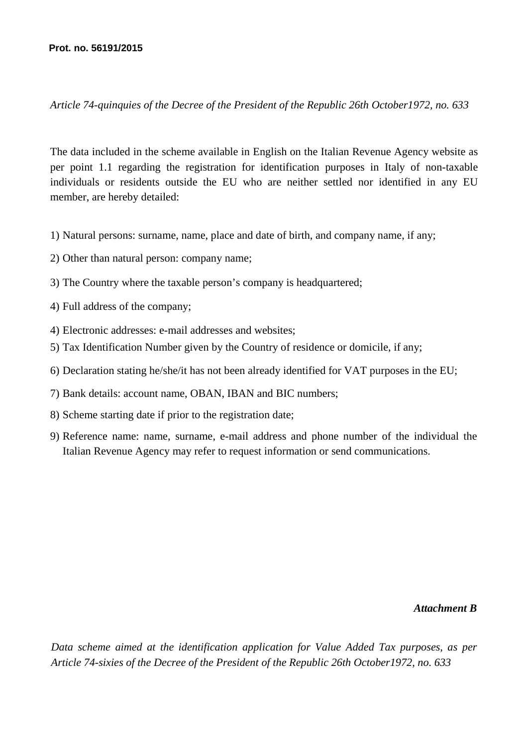**Prot. no. 56191/2015**

*Article 74-quinquies of the Decree of the President of the Republic 26th October1972, no. 633*

The data included in the scheme available in English on the Italian Revenue Agency website as per point 1.1 regarding the registration for identification purposes in Italy of non-taxable individuals or residents outside the EU who are neither settled nor identified in any EU member, are hereby detailed:

1) Natural persons: surname, name, place and date of birth, and company name, if any;

2) Other than natural person: company name;

3) The Country where the taxable person's company is headquartered;

4) Full address of the company;

4) Electronic addresses: e-mail addresses and websites;

5) Tax Identification Number given by the Country of residence or domicile, if any;

6) Declaration stating he/she/it has not been already identified for VAT purposes in the EU;

7) Bank details: account name, OBAN, IBAN and BIC numbers;

8) Scheme starting date if prior to the registration date;

9) Reference name: name, surname, e-mail address and phone number of the individual the Italian Revenue Agency may refer to request information or send communications.

***Attachment B***

*Data scheme aimed at the identification application for Value Added Tax purposes, as per Article 74-sixies of the Decree of the President of the Republic 26th October1972, no. 633*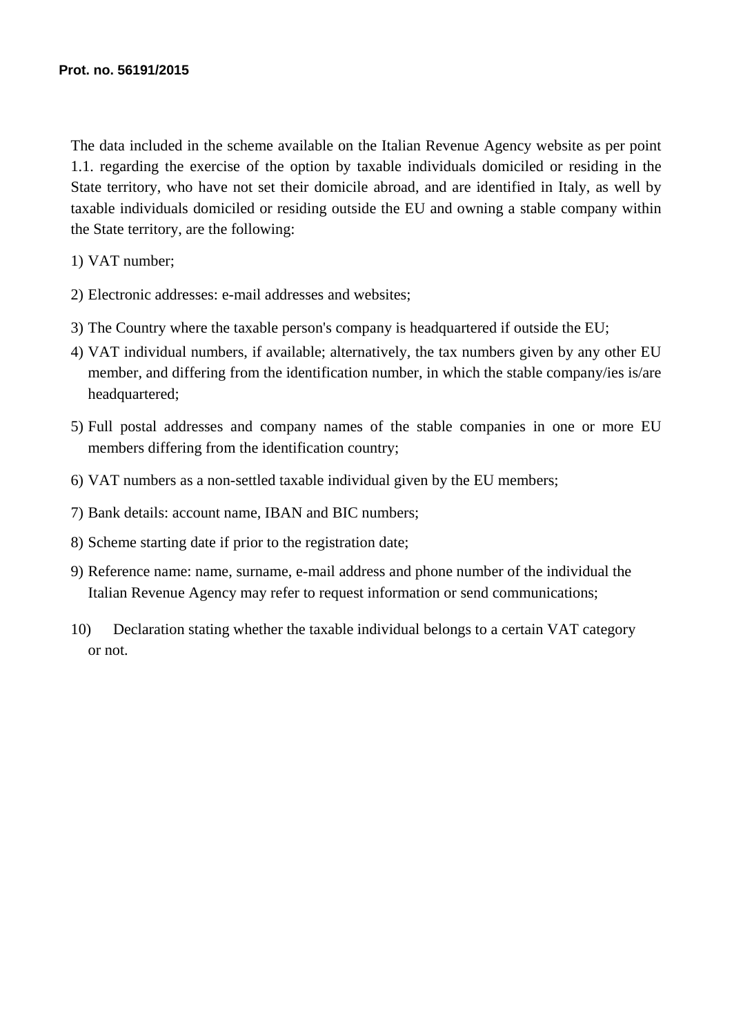**Prot. no. 56191/2015**

The data included in the scheme available on the Italian Revenue Agency website as per point 1.1. regarding the exercise of the option by taxable individuals domiciled or residing in the State territory, who have not set their domicile abroad, and are identified in Italy, as well by taxable individuals domiciled or residing outside the EU and owning a stable company within the State territory, are the following:

1) VAT number;
2) Electronic addresses: e-mail addresses and websites;
3) The Country where the taxable person's company is headquartered if outside the EU;
4) VAT individual numbers, if available; alternatively, the tax numbers given by any other EU member, and differing from the identification number, in which the stable company/ies is/are headquartered;
5) Full postal addresses and company names of the stable companies in one or more EU members differing from the identification country;
6) VAT numbers as a non-settled taxable individual given by the EU members;
7) Bank details: account name, IBAN and BIC numbers;
8) Scheme starting date if prior to the registration date;
9) Reference name: name, surname, e-mail address and phone number of the individual the Italian Revenue Agency may refer to request information or send communications;
10) Declaration stating whether the taxable individual belongs to a certain VAT category or not.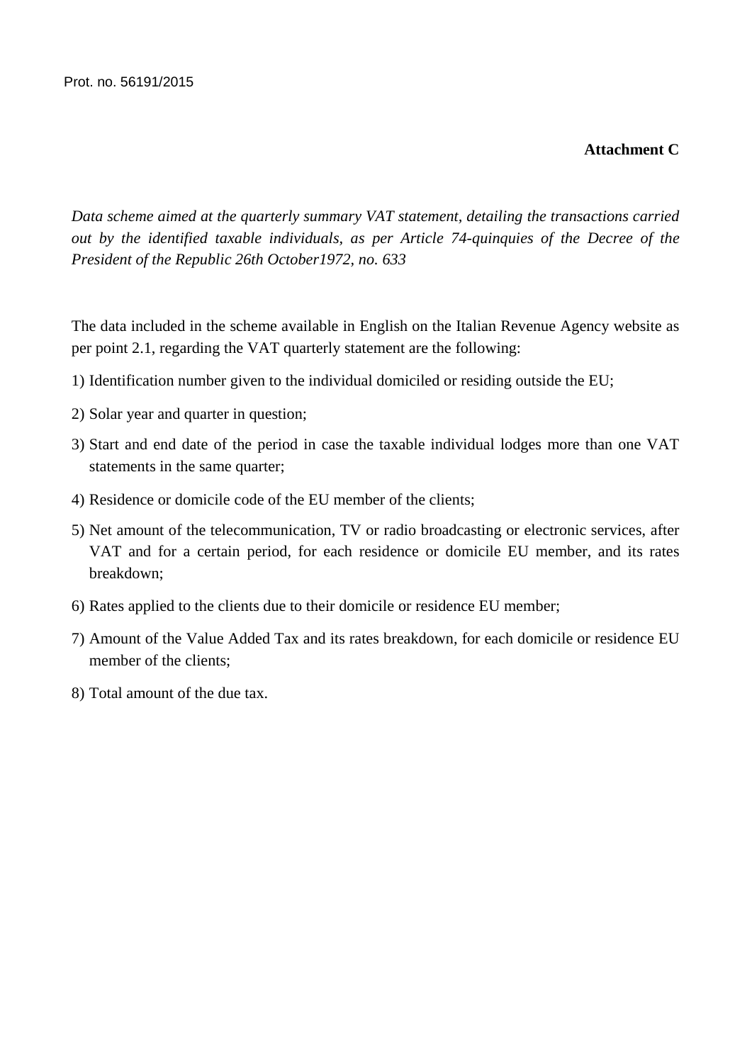Prot. no. 56191/2015

**Attachment C**

*Data scheme aimed at the quarterly summary VAT statement, detailing the transactions carried out by the identified taxable individuals, as per Article 74-quinquies of the Decree of the President of the Republic 26th October1972, no. 633*

The data included in the scheme available in English on the Italian Revenue Agency website as per point 2.1, regarding the VAT quarterly statement are the following:

1) Identification number given to the individual domiciled or residing outside the EU;
2) Solar year and quarter in question;
3) Start and end date of the period in case the taxable individual lodges more than one VAT statements in the same quarter;
4) Residence or domicile code of the EU member of the clients;
5) Net amount of the telecommunication, TV or radio broadcasting or electronic services, after VAT and for a certain period, for each residence or domicile EU member, and its rates breakdown;
6) Rates applied to the clients due to their domicile or residence EU member;
7) Amount of the Value Added Tax and its rates breakdown, for each domicile or residence EU member of the clients;
8) Total amount of the due tax.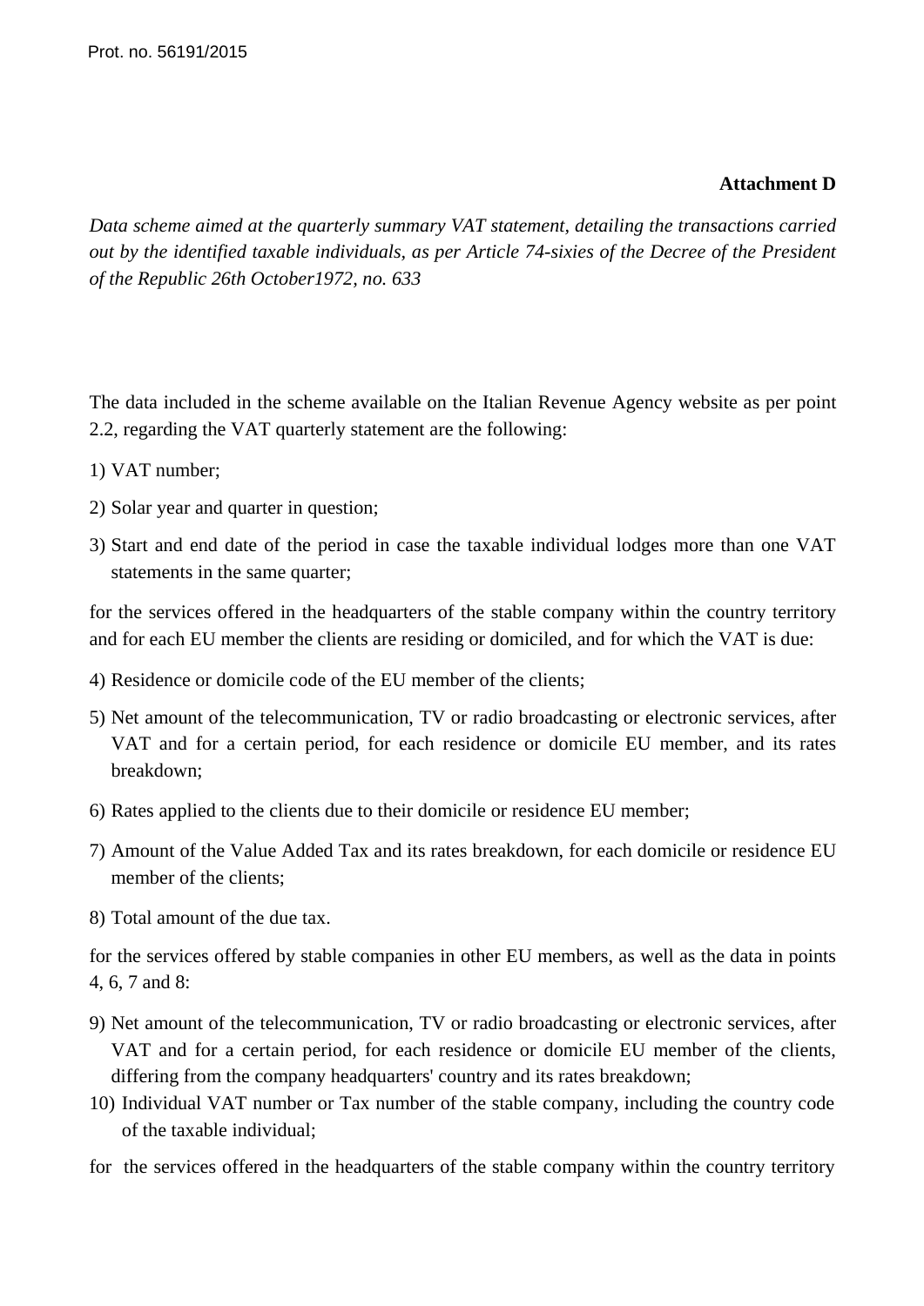Prot. no. 56191/2015

**Attachment D**

*Data scheme aimed at the quarterly summary VAT statement, detailing the transactions carried out by the identified taxable individuals, as per Article 74-sixies of the Decree of the President of the Republic 26th October1972, no. 633*

The data included in the scheme available on the Italian Revenue Agency website as per point 2.2, regarding the VAT quarterly statement are the following:

1) VAT number;

2) Solar year and quarter in question;

3) Start and end date of the period in case the taxable individual lodges more than one VAT statements in the same quarter;

for the services offered in the headquarters of the stable company within the country territory and for each EU member the clients are residing or domiciled, and for which the VAT is due:

4) Residence or domicile code of the EU member of the clients;

5) Net amount of the telecommunication, TV or radio broadcasting or electronic services, after VAT and for a certain period, for each residence or domicile EU member, and its rates breakdown;

6) Rates applied to the clients due to their domicile or residence EU member;

7) Amount of the Value Added Tax and its rates breakdown, for each domicile or residence EU member of the clients;

8) Total amount of the due tax.

for the services offered by stable companies in other EU members, as well as the data in points 4, 6, 7 and 8:

9) Net amount of the telecommunication, TV or radio broadcasting or electronic services, after VAT and for a certain period, for each residence or domicile EU member of the clients, differing from the company headquarters' country and its rates breakdown;

10) Individual VAT number or Tax number of the stable company, including the country code of the taxable individual;

for the services offered in the headquarters of the stable company within the country territory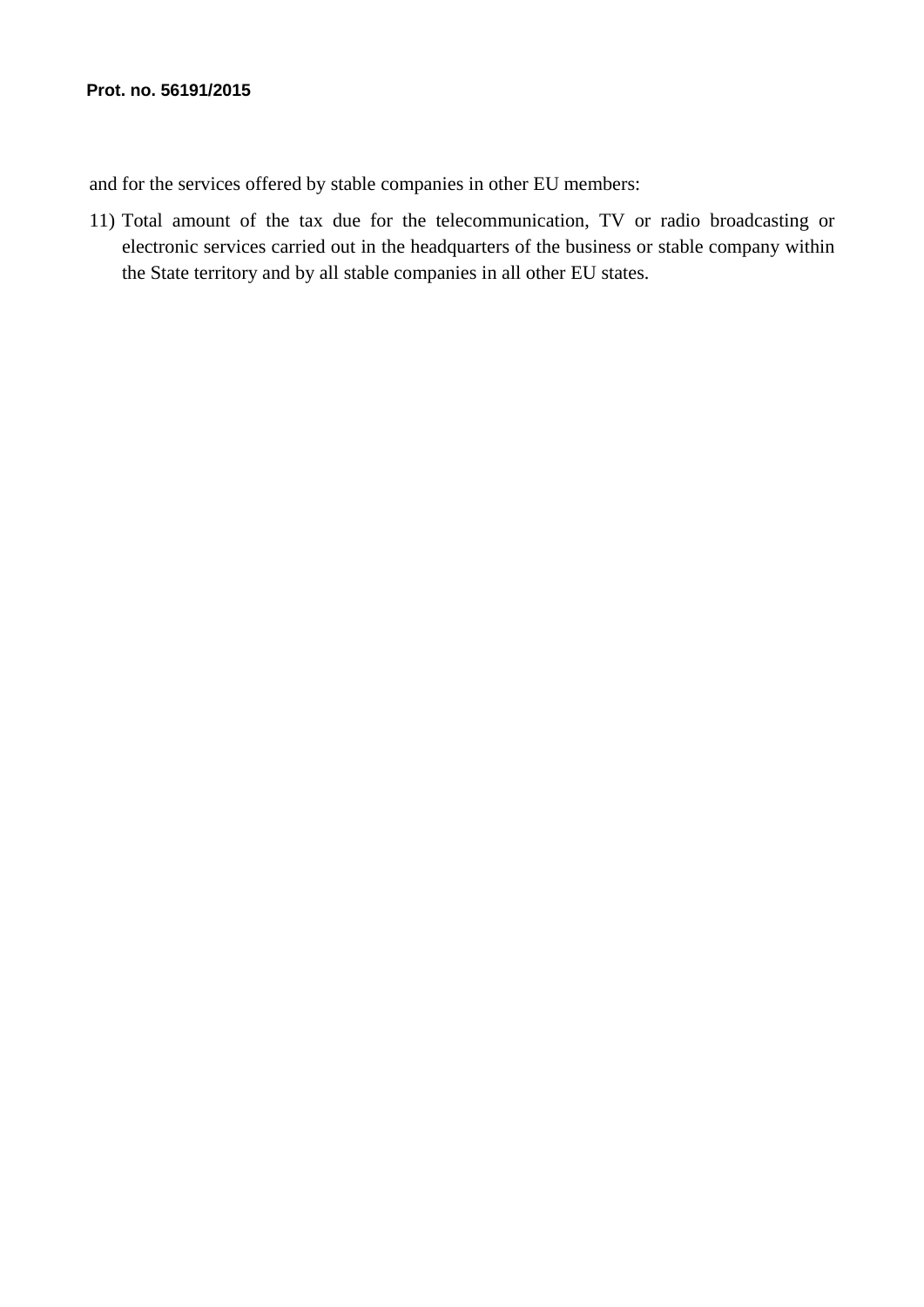and for the services offered by stable companies in other EU members:

11) Total amount of the tax due for the telecommunication, TV or radio broadcasting or electronic services carried out in the headquarters of the business or stable company within the State territory and by all stable companies in all other EU states.